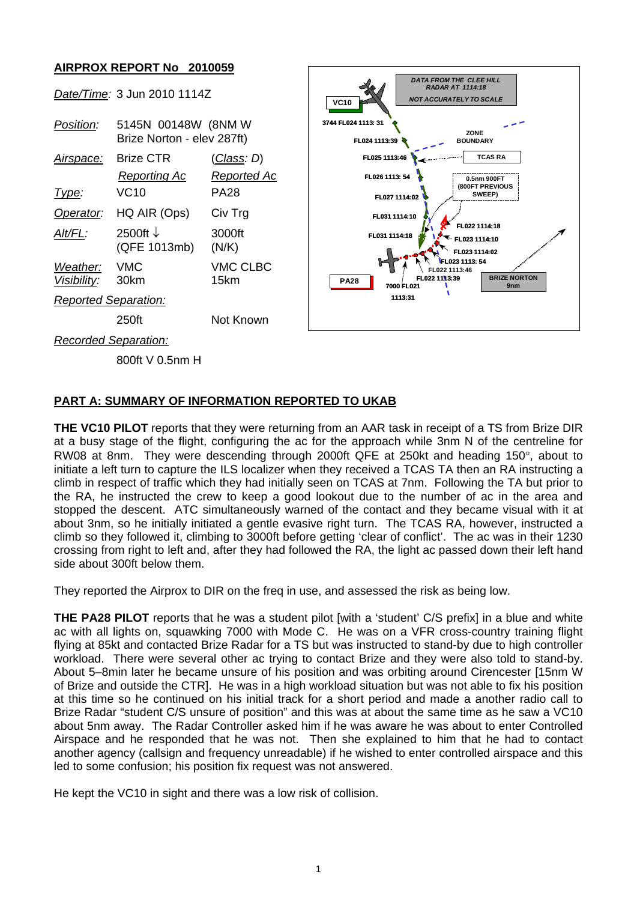## AIRPROX REPORT No 2010059

| | | |
|---|---|---|
| *Date/Time:* | 3 Jun 2010 1114Z | |
| *Position:* | 5145N 00148W (8NM W Brize Norton - elev 287ft) | |
| *Airspace:* | Brize CTR | (*Class: D*) |
| | *Reporting Ac* | *Reported Ac* |
| *Type:* | VC10 | PA28 |
| *Operator:* | HQ AIR (Ops) | Civ Trg |
| *Alt/FL:* | 2500ft ↓ (QFE 1013mb) | 3000ft (N/K) |
| *Weather:* | VMC | VMC CLBC |
| *Visibility:* | 30km | 15km |
| *Reported Separation:* | | |
| | 250ft | Not Known |
| *Recorded Separation:* | | |
| | 800ft V 0.5nm H | |

DATA FROM THE CLEE HILL RADAR AT 1114:18

NOT ACCURATELY TO SCALE

VC10 — 3744 FL024 1113:31; FL024 1113:39; FL025 1113:46; FL026 1113:54; FL027 1114:02; FL031 1114:10; FL031 1114:18

ZONE BOUNDARY

TCAS RA

0.5nm 900FT (800FT PREVIOUS SWEEP)

PA28 — 7000 FL021 1113:31; FL022 1113:39; FL022 1113:46; FL023 1113:54; FL023 1114:02; FL023 1114:10; FL022 1114:18

BRIZE NORTON 9nm

## PART A: SUMMARY OF INFORMATION REPORTED TO UKAB

**THE VC10 PILOT** reports that they were returning from an AAR task in receipt of a TS from Brize DIR at a busy stage of the flight, configuring the ac for the approach while 3nm N of the centreline for RW08 at 8nm. They were descending through 2000ft QFE at 250kt and heading 150°, about to initiate a left turn to capture the ILS localizer when they received a TCAS TA then an RA instructing a climb in respect of traffic which they had initially seen on TCAS at 7nm. Following the TA but prior to the RA, he instructed the crew to keep a good lookout due to the number of ac in the area and stopped the descent. ATC simultaneously warned of the contact and they became visual with it at about 3nm, so he initially initiated a gentle evasive right turn. The TCAS RA, however, instructed a climb so they followed it, climbing to 3000ft before getting 'clear of conflict'. The ac was in their 1230 crossing from right to left and, after they had followed the RA, the light ac passed down their left hand side about 300ft below them.

They reported the Airprox to DIR on the freq in use, and assessed the risk as being low.

**THE PA28 PILOT** reports that he was a student pilot [with a 'student' C/S prefix] in a blue and white ac with all lights on, squawking 7000 with Mode C. He was on a VFR cross-country training flight flying at 85kt and contacted Brize Radar for a TS but was instructed to stand-by due to high controller workload. There were several other ac trying to contact Brize and they were also told to stand-by. About 5–8min later he became unsure of his position and was orbiting around Cirencester [15nm W of Brize and outside the CTR]. He was in a high workload situation but was not able to fix his position at this time so he continued on his initial track for a short period and made a another radio call to Brize Radar "student C/S unsure of position" and this was at about the same time as he saw a VC10 about 5nm away. The Radar Controller asked him if he was aware he was about to enter Controlled Airspace and he responded that he was not. Then she explained to him that he had to contact another agency (callsign and frequency unreadable) if he wished to enter controlled airspace and this led to some confusion; his position fix request was not answered.

He kept the VC10 in sight and there was a low risk of collision.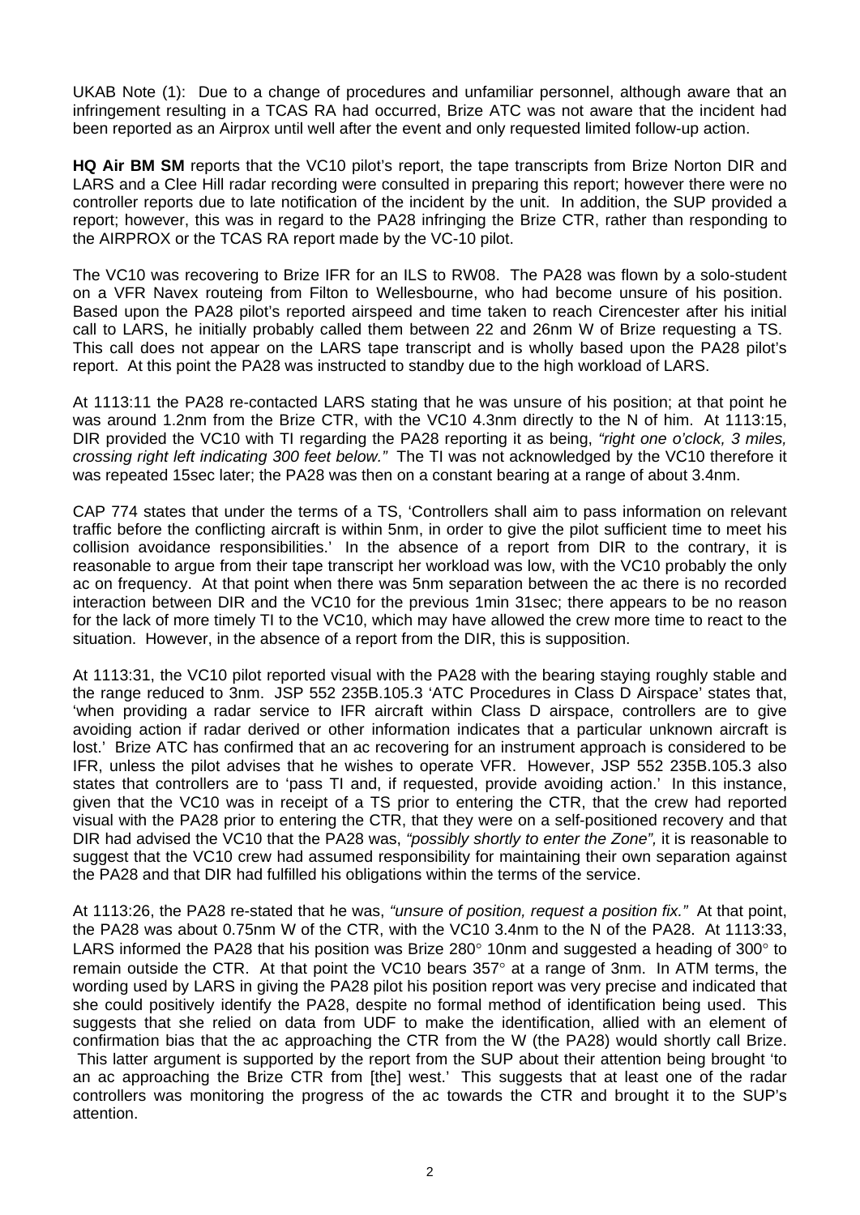UKAB Note (1): Due to a change of procedures and unfamiliar personnel, although aware that an infringement resulting in a TCAS RA had occurred, Brize ATC was not aware that the incident had been reported as an Airprox until well after the event and only requested limited follow-up action.

**HQ Air BM SM** reports that the VC10 pilot's report, the tape transcripts from Brize Norton DIR and LARS and a Clee Hill radar recording were consulted in preparing this report; however there were no controller reports due to late notification of the incident by the unit. In addition, the SUP provided a report; however, this was in regard to the PA28 infringing the Brize CTR, rather than responding to the AIRPROX or the TCAS RA report made by the VC-10 pilot.

The VC10 was recovering to Brize IFR for an ILS to RW08. The PA28 was flown by a solo-student on a VFR Navex routeing from Filton to Wellesbourne, who had become unsure of his position. Based upon the PA28 pilot's reported airspeed and time taken to reach Cirencester after his initial call to LARS, he initially probably called them between 22 and 26nm W of Brize requesting a TS. This call does not appear on the LARS tape transcript and is wholly based upon the PA28 pilot's report. At this point the PA28 was instructed to standby due to the high workload of LARS.

At 1113:11 the PA28 re-contacted LARS stating that he was unsure of his position; at that point he was around 1.2nm from the Brize CTR, with the VC10 4.3nm directly to the N of him. At 1113:15, DIR provided the VC10 with TI regarding the PA28 reporting it as being, *"right one o'clock, 3 miles, crossing right left indicating 300 feet below."* The TI was not acknowledged by the VC10 therefore it was repeated 15sec later; the PA28 was then on a constant bearing at a range of about 3.4nm.

CAP 774 states that under the terms of a TS, 'Controllers shall aim to pass information on relevant traffic before the conflicting aircraft is within 5nm, in order to give the pilot sufficient time to meet his collision avoidance responsibilities.' In the absence of a report from DIR to the contrary, it is reasonable to argue from their tape transcript her workload was low, with the VC10 probably the only ac on frequency. At that point when there was 5nm separation between the ac there is no recorded interaction between DIR and the VC10 for the previous 1min 31sec; there appears to be no reason for the lack of more timely TI to the VC10, which may have allowed the crew more time to react to the situation. However, in the absence of a report from the DIR, this is supposition.

At 1113:31, the VC10 pilot reported visual with the PA28 with the bearing staying roughly stable and the range reduced to 3nm. JSP 552 235B.105.3 'ATC Procedures in Class D Airspace' states that, 'when providing a radar service to IFR aircraft within Class D airspace, controllers are to give avoiding action if radar derived or other information indicates that a particular unknown aircraft is lost.' Brize ATC has confirmed that an ac recovering for an instrument approach is considered to be IFR, unless the pilot advises that he wishes to operate VFR. However, JSP 552 235B.105.3 also states that controllers are to 'pass TI and, if requested, provide avoiding action.' In this instance, given that the VC10 was in receipt of a TS prior to entering the CTR, that the crew had reported visual with the PA28 prior to entering the CTR, that they were on a self-positioned recovery and that DIR had advised the VC10 that the PA28 was, *"possibly shortly to enter the Zone",* it is reasonable to suggest that the VC10 crew had assumed responsibility for maintaining their own separation against the PA28 and that DIR had fulfilled his obligations within the terms of the service.

At 1113:26, the PA28 re-stated that he was, *"unsure of position, request a position fix."* At that point, the PA28 was about 0.75nm W of the CTR, with the VC10 3.4nm to the N of the PA28. At 1113:33, LARS informed the PA28 that his position was Brize 280° 10nm and suggested a heading of 300° to remain outside the CTR. At that point the VC10 bears 357° at a range of 3nm. In ATM terms, the wording used by LARS in giving the PA28 pilot his position report was very precise and indicated that she could positively identify the PA28, despite no formal method of identification being used. This suggests that she relied on data from UDF to make the identification, allied with an element of confirmation bias that the ac approaching the CTR from the W (the PA28) would shortly call Brize. This latter argument is supported by the report from the SUP about their attention being brought 'to an ac approaching the Brize CTR from [the] west.' This suggests that at least one of the radar controllers was monitoring the progress of the ac towards the CTR and brought it to the SUP's attention.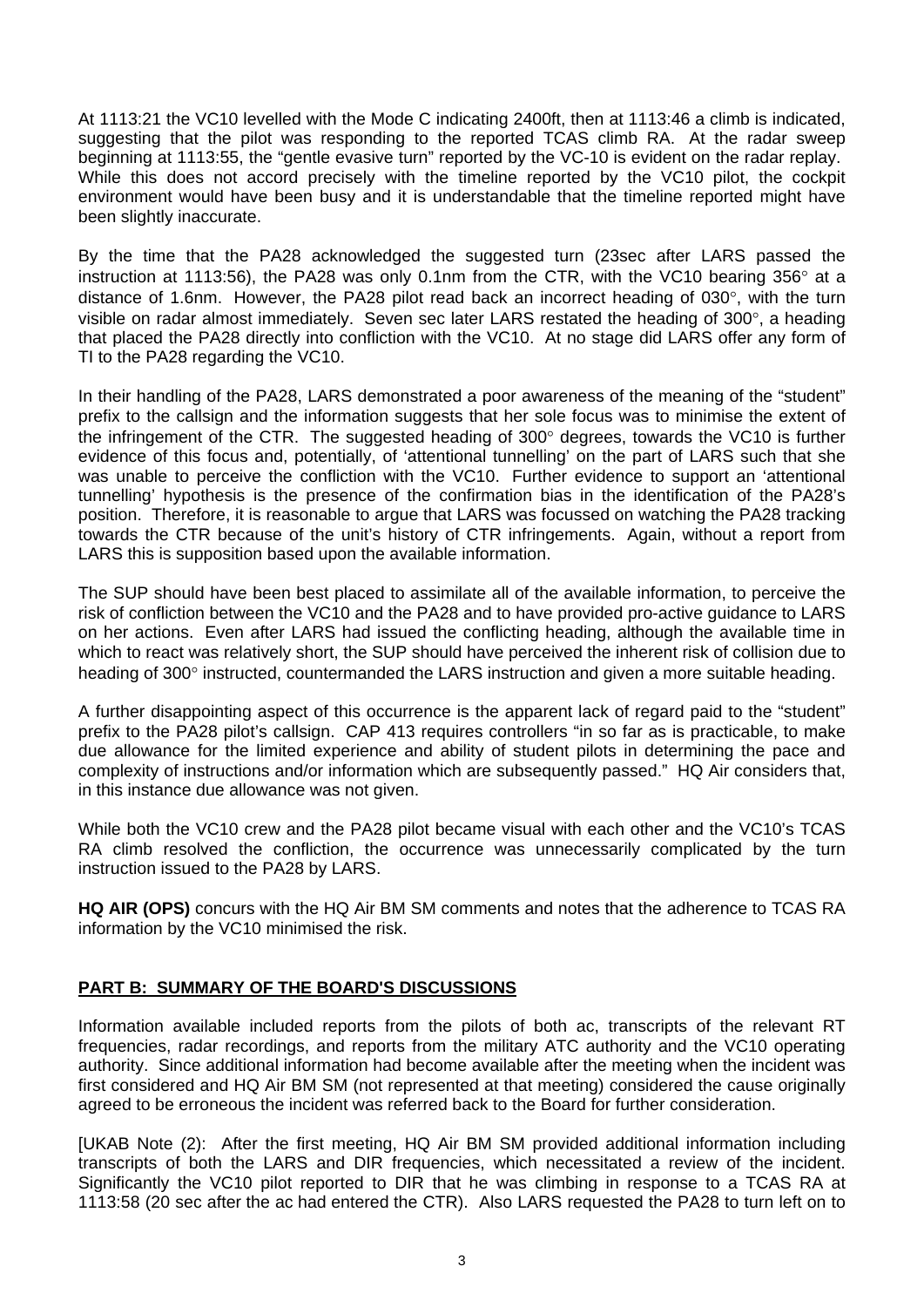At 1113:21 the VC10 levelled with the Mode C indicating 2400ft, then at 1113:46 a climb is indicated, suggesting that the pilot was responding to the reported TCAS climb RA. At the radar sweep beginning at 1113:55, the "gentle evasive turn" reported by the VC-10 is evident on the radar replay. While this does not accord precisely with the timeline reported by the VC10 pilot, the cockpit environment would have been busy and it is understandable that the timeline reported might have been slightly inaccurate.

By the time that the PA28 acknowledged the suggested turn (23sec after LARS passed the instruction at 1113:56), the PA28 was only 0.1nm from the CTR, with the VC10 bearing 356° at a distance of 1.6nm. However, the PA28 pilot read back an incorrect heading of 030°, with the turn visible on radar almost immediately. Seven sec later LARS restated the heading of 300°, a heading that placed the PA28 directly into confliction with the VC10. At no stage did LARS offer any form of TI to the PA28 regarding the VC10.

In their handling of the PA28, LARS demonstrated a poor awareness of the meaning of the "student" prefix to the callsign and the information suggests that her sole focus was to minimise the extent of the infringement of the CTR. The suggested heading of 300° degrees, towards the VC10 is further evidence of this focus and, potentially, of 'attentional tunnelling' on the part of LARS such that she was unable to perceive the confliction with the VC10. Further evidence to support an 'attentional tunnelling' hypothesis is the presence of the confirmation bias in the identification of the PA28's position. Therefore, it is reasonable to argue that LARS was focussed on watching the PA28 tracking towards the CTR because of the unit's history of CTR infringements. Again, without a report from LARS this is supposition based upon the available information.

The SUP should have been best placed to assimilate all of the available information, to perceive the risk of confliction between the VC10 and the PA28 and to have provided pro-active guidance to LARS on her actions. Even after LARS had issued the conflicting heading, although the available time in which to react was relatively short, the SUP should have perceived the inherent risk of collision due to heading of 300° instructed, countermanded the LARS instruction and given a more suitable heading.

A further disappointing aspect of this occurrence is the apparent lack of regard paid to the "student" prefix to the PA28 pilot's callsign. CAP 413 requires controllers "in so far as is practicable, to make due allowance for the limited experience and ability of student pilots in determining the pace and complexity of instructions and/or information which are subsequently passed." HQ Air considers that, in this instance due allowance was not given.

While both the VC10 crew and the PA28 pilot became visual with each other and the VC10's TCAS RA climb resolved the confliction, the occurrence was unnecessarily complicated by the turn instruction issued to the PA28 by LARS.

**HQ AIR (OPS)** concurs with the HQ Air BM SM comments and notes that the adherence to TCAS RA information by the VC10 minimised the risk.

## PART B: SUMMARY OF THE BOARD'S DISCUSSIONS

Information available included reports from the pilots of both ac, transcripts of the relevant RT frequencies, radar recordings, and reports from the military ATC authority and the VC10 operating authority. Since additional information had become available after the meeting when the incident was first considered and HQ Air BM SM (not represented at that meeting) considered the cause originally agreed to be erroneous the incident was referred back to the Board for further consideration.

[UKAB Note (2): After the first meeting, HQ Air BM SM provided additional information including transcripts of both the LARS and DIR frequencies, which necessitated a review of the incident. Significantly the VC10 pilot reported to DIR that he was climbing in response to a TCAS RA at 1113:58 (20 sec after the ac had entered the CTR). Also LARS requested the PA28 to turn left on to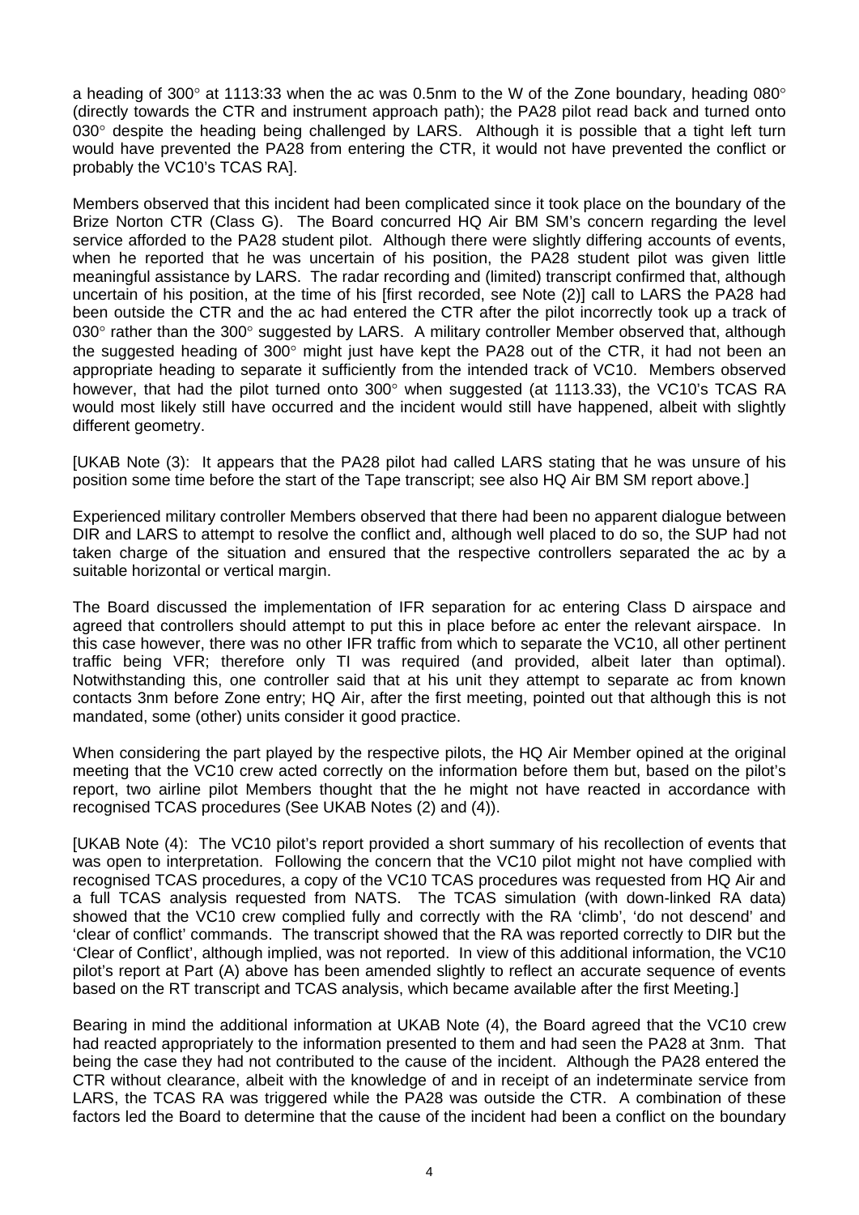a heading of 300° at 1113:33 when the ac was 0.5nm to the W of the Zone boundary, heading 080° (directly towards the CTR and instrument approach path); the PA28 pilot read back and turned onto 030° despite the heading being challenged by LARS. Although it is possible that a tight left turn would have prevented the PA28 from entering the CTR, it would not have prevented the conflict or probably the VC10's TCAS RA].

Members observed that this incident had been complicated since it took place on the boundary of the Brize Norton CTR (Class G). The Board concurred HQ Air BM SM's concern regarding the level service afforded to the PA28 student pilot. Although there were slightly differing accounts of events, when he reported that he was uncertain of his position, the PA28 student pilot was given little meaningful assistance by LARS. The radar recording and (limited) transcript confirmed that, although uncertain of his position, at the time of his [first recorded, see Note (2)] call to LARS the PA28 had been outside the CTR and the ac had entered the CTR after the pilot incorrectly took up a track of 030° rather than the 300° suggested by LARS. A military controller Member observed that, although the suggested heading of 300° might just have kept the PA28 out of the CTR, it had not been an appropriate heading to separate it sufficiently from the intended track of VC10. Members observed however, that had the pilot turned onto 300° when suggested (at 1113.33), the VC10's TCAS RA would most likely still have occurred and the incident would still have happened, albeit with slightly different geometry.

[UKAB Note (3): It appears that the PA28 pilot had called LARS stating that he was unsure of his position some time before the start of the Tape transcript; see also HQ Air BM SM report above.]

Experienced military controller Members observed that there had been no apparent dialogue between DIR and LARS to attempt to resolve the conflict and, although well placed to do so, the SUP had not taken charge of the situation and ensured that the respective controllers separated the ac by a suitable horizontal or vertical margin.

The Board discussed the implementation of IFR separation for ac entering Class D airspace and agreed that controllers should attempt to put this in place before ac enter the relevant airspace. In this case however, there was no other IFR traffic from which to separate the VC10, all other pertinent traffic being VFR; therefore only TI was required (and provided, albeit later than optimal). Notwithstanding this, one controller said that at his unit they attempt to separate ac from known contacts 3nm before Zone entry; HQ Air, after the first meeting, pointed out that although this is not mandated, some (other) units consider it good practice.

When considering the part played by the respective pilots, the HQ Air Member opined at the original meeting that the VC10 crew acted correctly on the information before them but, based on the pilot's report, two airline pilot Members thought that the he might not have reacted in accordance with recognised TCAS procedures (See UKAB Notes (2) and (4)).

[UKAB Note (4): The VC10 pilot's report provided a short summary of his recollection of events that was open to interpretation. Following the concern that the VC10 pilot might not have complied with recognised TCAS procedures, a copy of the VC10 TCAS procedures was requested from HQ Air and a full TCAS analysis requested from NATS. The TCAS simulation (with down-linked RA data) showed that the VC10 crew complied fully and correctly with the RA 'climb', 'do not descend' and 'clear of conflict' commands. The transcript showed that the RA was reported correctly to DIR but the 'Clear of Conflict', although implied, was not reported. In view of this additional information, the VC10 pilot's report at Part (A) above has been amended slightly to reflect an accurate sequence of events based on the RT transcript and TCAS analysis, which became available after the first Meeting.]

Bearing in mind the additional information at UKAB Note (4), the Board agreed that the VC10 crew had reacted appropriately to the information presented to them and had seen the PA28 at 3nm. That being the case they had not contributed to the cause of the incident. Although the PA28 entered the CTR without clearance, albeit with the knowledge of and in receipt of an indeterminate service from LARS, the TCAS RA was triggered while the PA28 was outside the CTR. A combination of these factors led the Board to determine that the cause of the incident had been a conflict on the boundary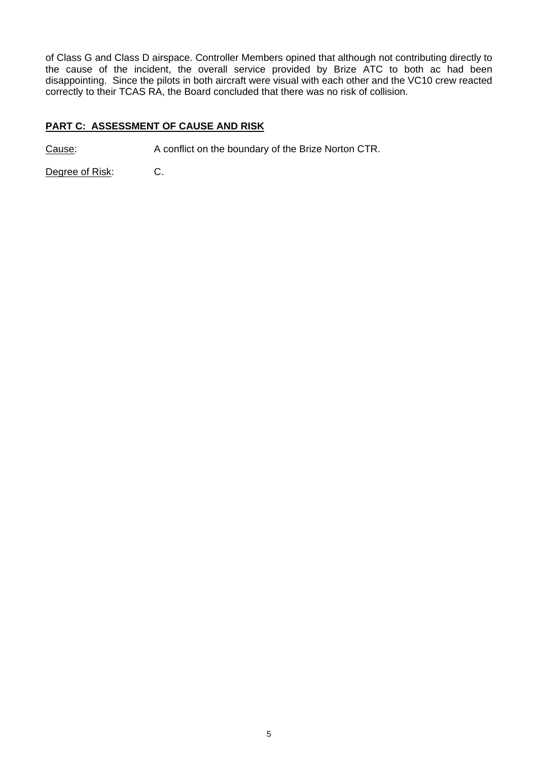of Class G and Class D airspace. Controller Members opined that although not contributing directly to the cause of the incident, the overall service provided by Brize ATC to both ac had been disappointing. Since the pilots in both aircraft were visual with each other and the VC10 crew reacted correctly to their TCAS RA, the Board concluded that there was no risk of collision.

## PART C: ASSESSMENT OF CAUSE AND RISK

Cause: A conflict on the boundary of the Brize Norton CTR.

Degree of Risk: C.